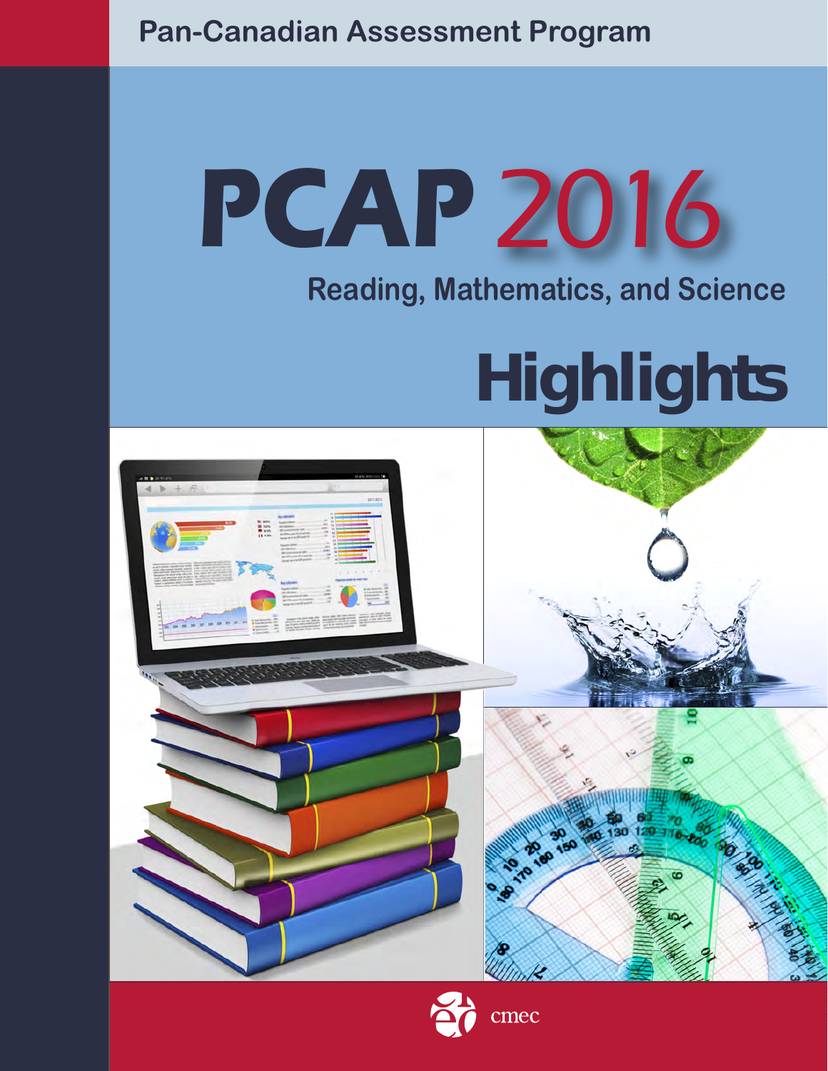Pan-Canadian Assessment Program

# PCAP 2016

## Reading, Mathematics, and Science

# Highlights

cmec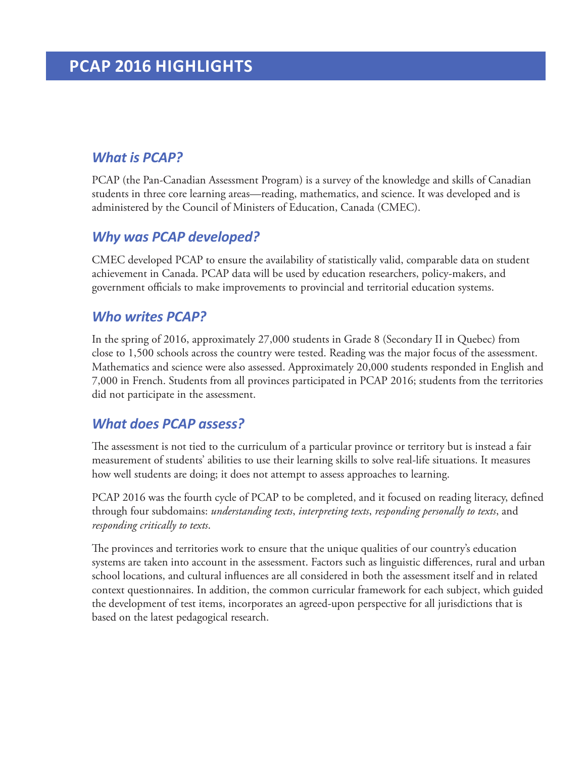# PCAP 2016 HIGHLIGHTS

## *What is PCAP?*

PCAP (the Pan-Canadian Assessment Program) is a survey of the knowledge and skills of Canadian students in three core learning areas—reading, mathematics, and science. It was developed and is administered by the Council of Ministers of Education, Canada (CMEC).

## *Why was PCAP developed?*

CMEC developed PCAP to ensure the availability of statistically valid, comparable data on student achievement in Canada. PCAP data will be used by education researchers, policy-makers, and government officials to make improvements to provincial and territorial education systems.

## *Who writes PCAP?*

In the spring of 2016, approximately 27,000 students in Grade 8 (Secondary II in Quebec) from close to 1,500 schools across the country were tested. Reading was the major focus of the assessment. Mathematics and science were also assessed. Approximately 20,000 students responded in English and 7,000 in French. Students from all provinces participated in PCAP 2016; students from the territories did not participate in the assessment.

## *What does PCAP assess?*

The assessment is not tied to the curriculum of a particular province or territory but is instead a fair measurement of students' abilities to use their learning skills to solve real-life situations. It measures how well students are doing; it does not attempt to assess approaches to learning.

PCAP 2016 was the fourth cycle of PCAP to be completed, and it focused on reading literacy, defined through four subdomains: *understanding texts*, *interpreting texts*, *responding personally to texts*, and *responding critically to texts*.

The provinces and territories work to ensure that the unique qualities of our country's education systems are taken into account in the assessment. Factors such as linguistic differences, rural and urban school locations, and cultural influences are all considered in both the assessment itself and in related context questionnaires. In addition, the common curricular framework for each subject, which guided the development of test items, incorporates an agreed-upon perspective for all jurisdictions that is based on the latest pedagogical research.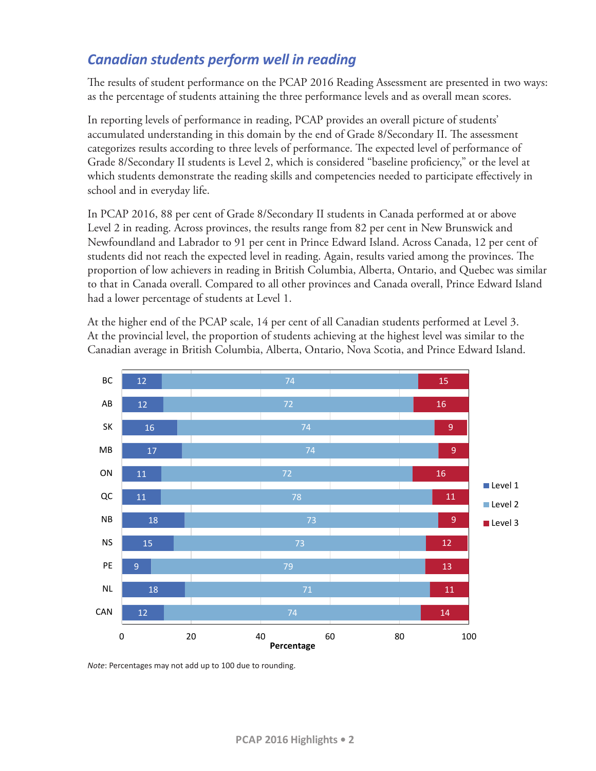## *Canadian students perform well in reading*

The results of student performance on the PCAP 2016 Reading Assessment are presented in two ways: as the percentage of students attaining the three performance levels and as overall mean scores.

In reporting levels of performance in reading, PCAP provides an overall picture of students' accumulated understanding in this domain by the end of Grade 8/Secondary II. The assessment categorizes results according to three levels of performance. The expected level of performance of Grade 8/Secondary II students is Level 2, which is considered "baseline proficiency," or the level at which students demonstrate the reading skills and competencies needed to participate effectively in school and in everyday life.

In PCAP 2016, 88 per cent of Grade 8/Secondary II students in Canada performed at or above Level 2 in reading. Across provinces, the results range from 82 per cent in New Brunswick and Newfoundland and Labrador to 91 per cent in Prince Edward Island. Across Canada, 12 per cent of students did not reach the expected level in reading. Again, results varied among the provinces. The proportion of low achievers in reading in British Columbia, Alberta, Ontario, and Quebec was similar to that in Canada overall. Compared to all other provinces and Canada overall, Prince Edward Island had a lower percentage of students at Level 1.

At the higher end of the PCAP scale, 14 per cent of all Canadian students performed at Level 3. At the provincial level, the proportion of students achieving at the highest level was similar to the Canadian average in British Columbia, Alberta, Ontario, Nova Scotia, and Prince Edward Island.

| | Level 1 | Level 2 | Level 3 |
|---|---|---|---|
| BC | 12 | 74 | 15 |
| AB | 12 | 72 | 16 |
| SK | 16 | 74 | 9 |
| MB | 17 | 74 | 9 |
| ON | 11 | 72 | 16 |
| QC | 11 | 78 | 11 |
| NB | 18 | 73 | 9 |
| NS | 15 | 73 | 12 |
| PE | 9 | 79 | 13 |
| NL | 18 | 71 | 11 |
| CAN | 12 | 74 | 14 |

Percentage

*Note*: Percentages may not add up to 100 due to rounding.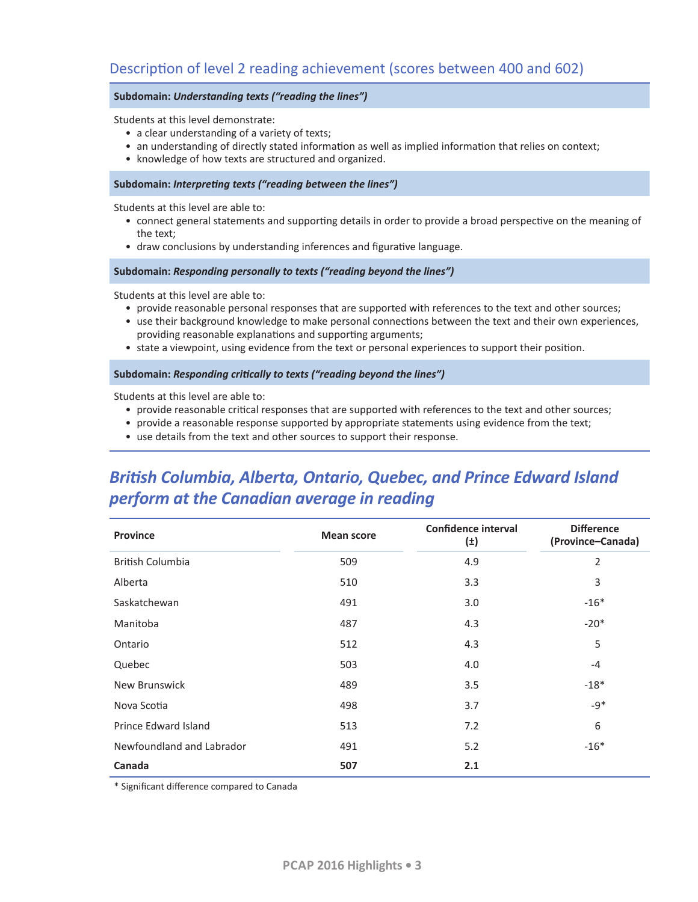## Description of level 2 reading achievement (scores between 400 and 602)

**Subdomain:** ***Understanding texts ("reading the lines")***

Students at this level demonstrate:

- a clear understanding of a variety of texts;
- an understanding of directly stated information as well as implied information that relies on context;
- knowledge of how texts are structured and organized.

**Subdomain:** ***Interpreting texts ("reading between the lines")***

Students at this level are able to:

- connect general statements and supporting details in order to provide a broad perspective on the meaning of the text;
- draw conclusions by understanding inferences and figurative language.

**Subdomain:** ***Responding personally to texts ("reading beyond the lines")***

Students at this level are able to:

- provide reasonable personal responses that are supported with references to the text and other sources;
- use their background knowledge to make personal connections between the text and their own experiences, providing reasonable explanations and supporting arguments;
- state a viewpoint, using evidence from the text or personal experiences to support their position.

**Subdomain:** ***Responding critically to texts ("reading beyond the lines")***

Students at this level are able to:

- provide reasonable critical responses that are supported with references to the text and other sources;
- provide a reasonable response supported by appropriate statements using evidence from the text;
- use details from the text and other sources to support their response.

## *British Columbia, Alberta, Ontario, Quebec, and Prince Edward Island perform at the Canadian average in reading*

| Province | Mean score | Confidence interval (±) | Difference (Province–Canada) |
|---|---|---|---|
| British Columbia | 509 | 4.9 | 2 |
| Alberta | 510 | 3.3 | 3 |
| Saskatchewan | 491 | 3.0 | -16* |
| Manitoba | 487 | 4.3 | -20* |
| Ontario | 512 | 4.3 | 5 |
| Quebec | 503 | 4.0 | -4 |
| New Brunswick | 489 | 3.5 | -18* |
| Nova Scotia | 498 | 3.7 | -9* |
| Prince Edward Island | 513 | 7.2 | 6 |
| Newfoundland and Labrador | 491 | 5.2 | -16* |
| **Canada** | **507** | **2.1** | |

\* Significant difference compared to Canada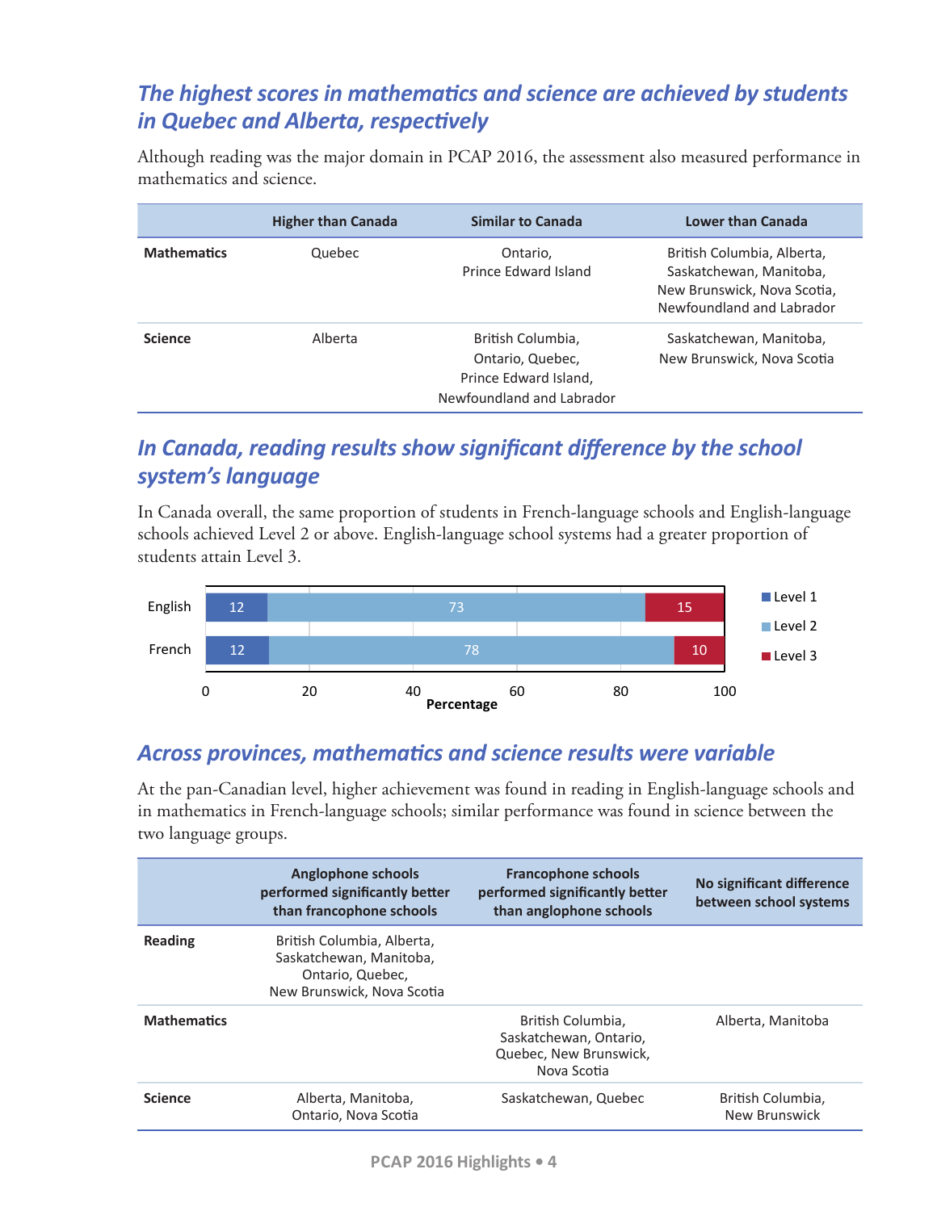## The highest scores in mathematics and science are achieved by students in Quebec and Alberta, respectively

Although reading was the major domain in PCAP 2016, the assessment also measured performance in mathematics and science.

| | Higher than Canada | Similar to Canada | Lower than Canada |
|---|---|---|---|
| **Mathematics** | Quebec | Ontario, Prince Edward Island | British Columbia, Alberta, Saskatchewan, Manitoba, New Brunswick, Nova Scotia, Newfoundland and Labrador |
| **Science** | Alberta | British Columbia, Ontario, Quebec, Prince Edward Island, Newfoundland and Labrador | Saskatchewan, Manitoba, New Brunswick, Nova Scotia |

## In Canada, reading results show significant difference by the school system's language

In Canada overall, the same proportion of students in French-language schools and English-language schools achieved Level 2 or above. English-language school systems had a greater proportion of students attain Level 3.

| | Level 1 | Level 2 | Level 3 |
|---|---|---|---|
| English | 12 | 73 | 15 |
| French | 12 | 78 | 10 |

Percentage

## Across provinces, mathematics and science results were variable

At the pan-Canadian level, higher achievement was found in reading in English-language schools and in mathematics in French-language schools; similar performance was found in science between the two language groups.

| | Anglophone schools performed significantly better than francophone schools | Francophone schools performed significantly better than anglophone schools | No significant difference between school systems |
|---|---|---|---|
| **Reading** | British Columbia, Alberta, Saskatchewan, Manitoba, Ontario, Quebec, New Brunswick, Nova Scotia | | |
| **Mathematics** | | British Columbia, Saskatchewan, Ontario, Quebec, New Brunswick, Nova Scotia | Alberta, Manitoba |
| **Science** | Alberta, Manitoba, Ontario, Nova Scotia | Saskatchewan, Quebec | British Columbia, New Brunswick |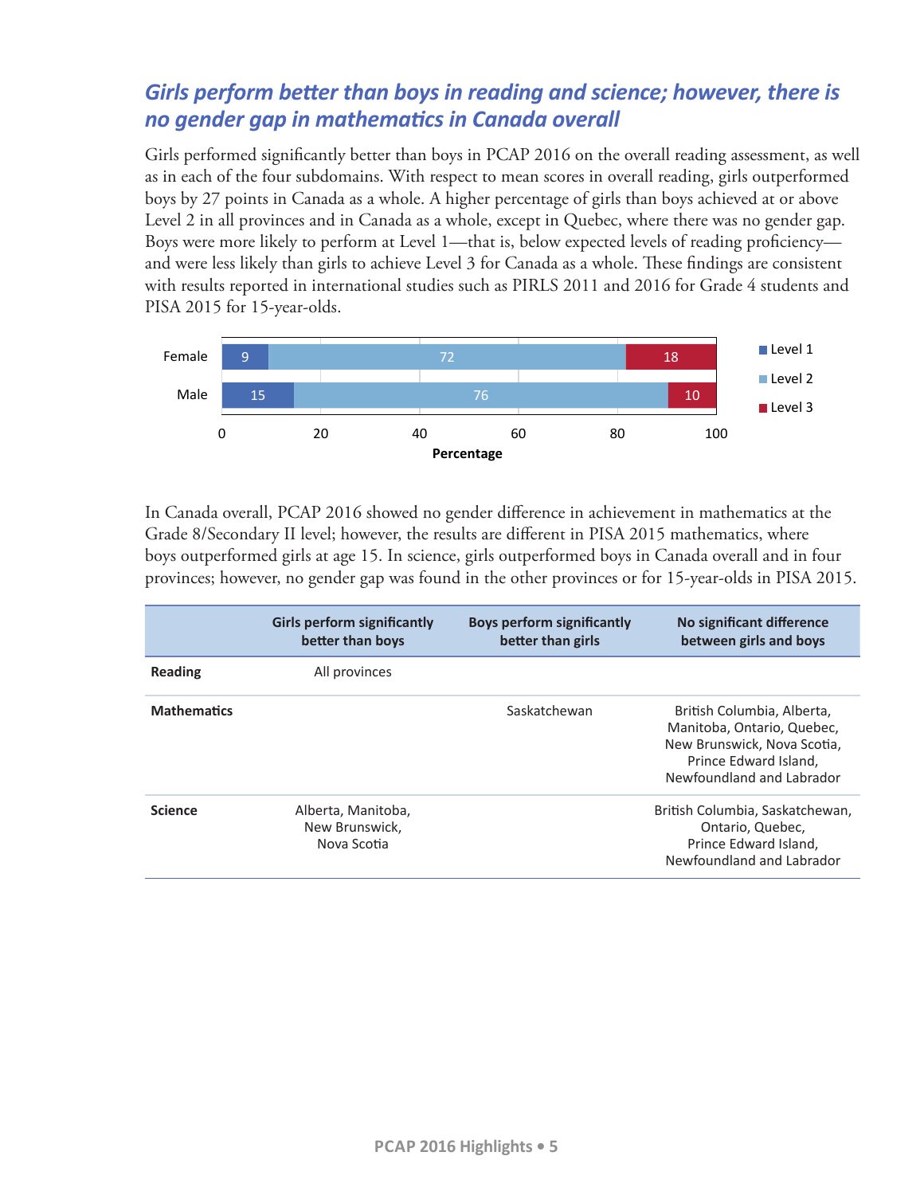## *Girls perform better than boys in reading and science; however, there is no gender gap in mathematics in Canada overall*

Girls performed significantly better than boys in PCAP 2016 on the overall reading assessment, as well as in each of the four subdomains. With respect to mean scores in overall reading, girls outperformed boys by 27 points in Canada as a whole. A higher percentage of girls than boys achieved at or above Level 2 in all provinces and in Canada as a whole, except in Quebec, where there was no gender gap. Boys were more likely to perform at Level 1—that is, below expected levels of reading proficiency—and were less likely than girls to achieve Level 3 for Canada as a whole. These findings are consistent with results reported in international studies such as PIRLS 2011 and 2016 for Grade 4 students and PISA 2015 for 15-year-olds.

| | Level 1 | Level 2 | Level 3 |
|---|---|---|---|
| Female | 9 | 72 | 18 |
| Male | 15 | 76 | 10 |

Percentage

In Canada overall, PCAP 2016 showed no gender difference in achievement in mathematics at the Grade 8/Secondary II level; however, the results are different in PISA 2015 mathematics, where boys outperformed girls at age 15. In science, girls outperformed boys in Canada overall and in four provinces; however, no gender gap was found in the other provinces or for 15-year-olds in PISA 2015.

| | Girls perform significantly better than boys | Boys perform significantly better than girls | No significant difference between girls and boys |
|---|---|---|---|
| **Reading** | All provinces | | |
| **Mathematics** | | Saskatchewan | British Columbia, Alberta, Manitoba, Ontario, Quebec, New Brunswick, Nova Scotia, Prince Edward Island, Newfoundland and Labrador |
| **Science** | Alberta, Manitoba, New Brunswick, Nova Scotia | | British Columbia, Saskatchewan, Ontario, Quebec, Prince Edward Island, Newfoundland and Labrador |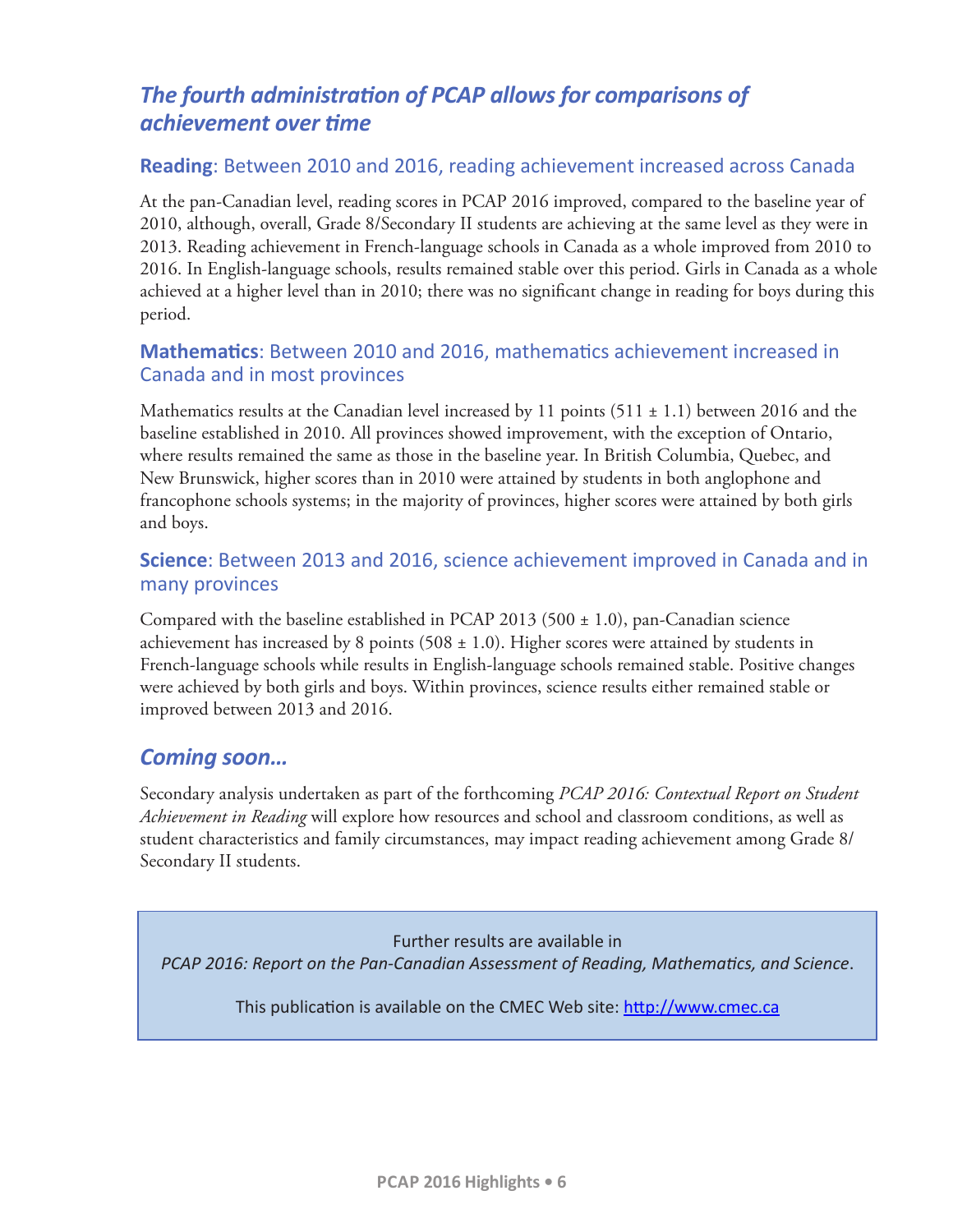## *The fourth administration of PCAP allows for comparisons of achievement over time*

### **Reading**: Between 2010 and 2016, reading achievement increased across Canada

At the pan-Canadian level, reading scores in PCAP 2016 improved, compared to the baseline year of 2010, although, overall, Grade 8/Secondary II students are achieving at the same level as they were in 2013. Reading achievement in French-language schools in Canada as a whole improved from 2010 to 2016. In English-language schools, results remained stable over this period. Girls in Canada as a whole achieved at a higher level than in 2010; there was no significant change in reading for boys during this period.

### **Mathematics**: Between 2010 and 2016, mathematics achievement increased in Canada and in most provinces

Mathematics results at the Canadian level increased by 11 points (511 ± 1.1) between 2016 and the baseline established in 2010. All provinces showed improvement, with the exception of Ontario, where results remained the same as those in the baseline year. In British Columbia, Quebec, and New Brunswick, higher scores than in 2010 were attained by students in both anglophone and francophone schools systems; in the majority of provinces, higher scores were attained by both girls and boys.

### **Science**: Between 2013 and 2016, science achievement improved in Canada and in many provinces

Compared with the baseline established in PCAP 2013 (500 ± 1.0), pan-Canadian science achievement has increased by 8 points (508 ± 1.0). Higher scores were attained by students in French-language schools while results in English-language schools remained stable. Positive changes were achieved by both girls and boys. Within provinces, science results either remained stable or improved between 2013 and 2016.

## *Coming soon…*

Secondary analysis undertaken as part of the forthcoming *PCAP 2016: Contextual Report on Student Achievement in Reading* will explore how resources and school and classroom conditions, as well as student characteristics and family circumstances, may impact reading achievement among Grade 8/ Secondary II students.

> Further results are available in
> *PCAP 2016: Report on the Pan-Canadian Assessment of Reading, Mathematics, and Science*.
>
> This publication is available on the CMEC Web site: http://www.cmec.ca